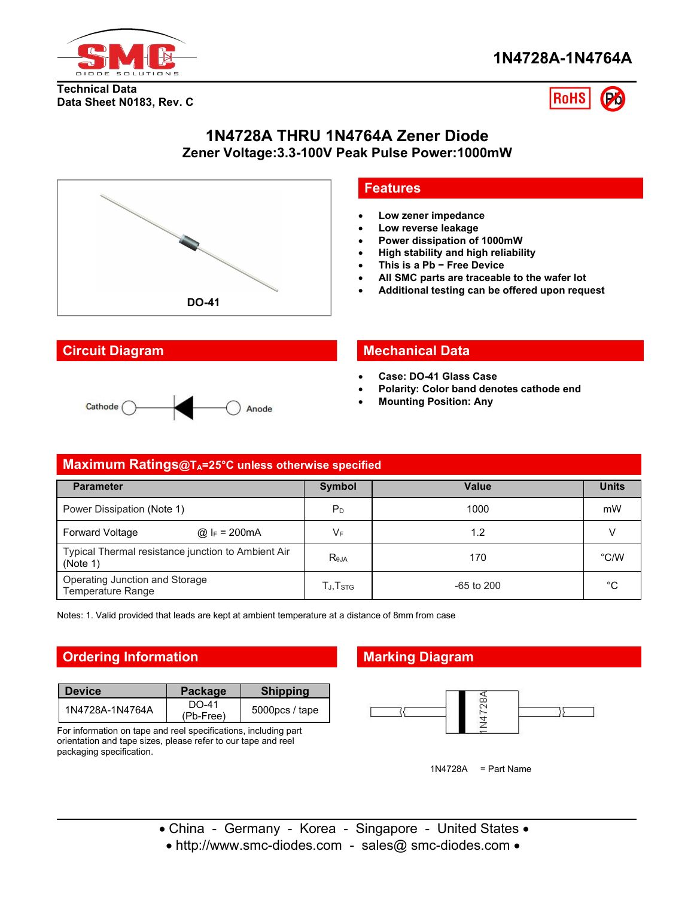# 1N4728A-1N4764A

**Technical Data**
**Data Sheet N0183, Rev. C**

## 1N4728A THRU 1N4764A Zener Diode
### Zener Voltage:3.3-100V Peak Pulse Power:1000mW

DO-41

## Features

- Low zener impedance
- Low reverse leakage
- Power dissipation of 1000mW
- High stability and high reliability
- This is a Pb − Free Device
- All SMC parts are traceable to the wafer lot
- Additional testing can be offered upon request

## Circuit Diagram

Cathode — Anode

## Mechanical Data

- Case: DO-41 Glass Case
- Polarity: Color band denotes cathode end
- Mounting Position: Any

## Maximum Ratings@$T_A$=25°C unless otherwise specified

| Parameter | Symbol | Value | Units |
|---|---|---|---|
| Power Dissipation (Note 1) | $P_D$ | 1000 | mW |
| Forward Voltage @ $I_F$ = 200mA | $V_F$ | 1.2 | V |
| Typical Thermal resistance junction to Ambient Air (Note 1) | $R_{\theta JA}$ | 170 | °C/W |
| Operating Junction and Storage Temperature Range | $T_J$,$T_{STG}$ | -65 to 200 | °C |

Notes: 1. Valid provided that leads are kept at ambient temperature at a distance of 8mm from case

## Ordering Information

| Device | Package | Shipping |
|---|---|---|
| 1N4728A-1N4764A | DO-41 (Pb-Free) | 5000pcs / tape |

For information on tape and reel specifications, including part orientation and tape sizes, please refer to our tape and reel packaging specification.

## Marking Diagram

1N4728A

1N4728A = Part Name

• China - Germany - Korea - Singapore - United States •
• http://www.smc-diodes.com - sales@ smc-diodes.com •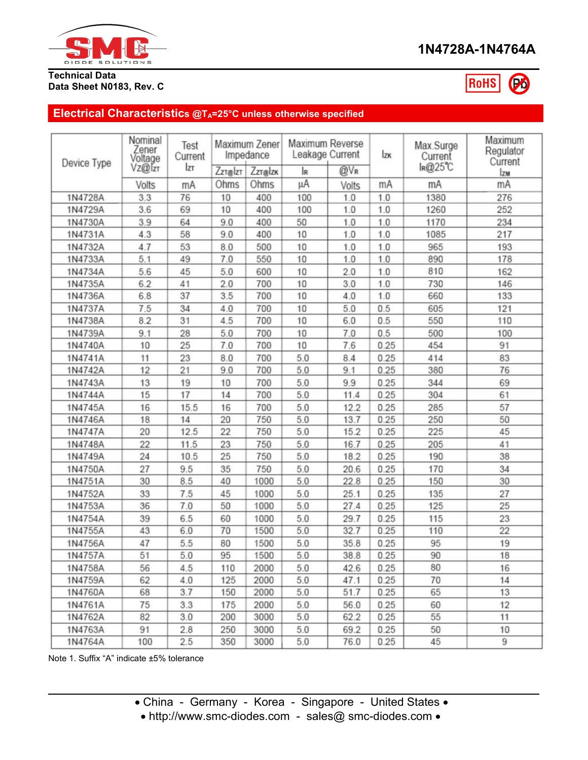**Technical Data**
**Data Sheet N0183, Rev. C**

## Electrical Characteristics @$T_A$=25°C unless otherwise specified

| Device Type | Nominal Zener Voltage $V_Z$@$I_{ZT}$ | Test Current $I_{ZT}$ | Maximum Zener Impedance | | Maximum Reverse Leakage Current | | $I_{ZK}$ | Max.Surge Current $I_R$@25℃ | Maximum Regulator Current $I_{ZM}$ |
|---|---|---|---|---|---|---|---|---|---|
| | | | $Z_{ZT}$@$I_{ZT}$ | $Z_{ZT}$@$I_{ZK}$ | $I_R$ | @$V_R$ | | | |
| | Volts | mA | Ohms | Ohms | µA | Volts | mA | mA | mA |
| 1N4728A | 3.3 | 76 | 10 | 400 | 100 | 1.0 | 1.0 | 1380 | 276 |
| 1N4729A | 3.6 | 69 | 10 | 400 | 100 | 1.0 | 1.0 | 1260 | 252 |
| 1N4730A | 3.9 | 64 | 9.0 | 400 | 50 | 1.0 | 1.0 | 1170 | 234 |
| 1N4731A | 4.3 | 58 | 9.0 | 400 | 10 | 1.0 | 1.0 | 1085 | 217 |
| 1N4732A | 4.7 | 53 | 8.0 | 500 | 10 | 1.0 | 1.0 | 965 | 193 |
| 1N4733A | 5.1 | 49 | 7.0 | 550 | 10 | 1.0 | 1.0 | 890 | 178 |
| 1N4734A | 5.6 | 45 | 5.0 | 600 | 10 | 2.0 | 1.0 | 810 | 162 |
| 1N4735A | 6.2 | 41 | 2.0 | 700 | 10 | 3.0 | 1.0 | 730 | 146 |
| 1N4736A | 6.8 | 37 | 3.5 | 700 | 10 | 4.0 | 1.0 | 660 | 133 |
| 1N4737A | 7.5 | 34 | 4.0 | 700 | 10 | 5.0 | 0.5 | 605 | 121 |
| 1N4738A | 8.2 | 31 | 4.5 | 700 | 10 | 6.0 | 0.5 | 550 | 110 |
| 1N4739A | 9.1 | 28 | 5.0 | 700 | 10 | 7.0 | 0.5 | 500 | 100 |
| 1N4740A | 10 | 25 | 7.0 | 700 | 10 | 7.6 | 0.25 | 454 | 91 |
| 1N4741A | 11 | 23 | 8.0 | 700 | 5.0 | 8.4 | 0.25 | 414 | 83 |
| 1N4742A | 12 | 21 | 9.0 | 700 | 5.0 | 9.1 | 0.25 | 380 | 76 |
| 1N4743A | 13 | 19 | 10 | 700 | 5.0 | 9.9 | 0.25 | 344 | 69 |
| 1N4744A | 15 | 17 | 14 | 700 | 5.0 | 11.4 | 0.25 | 304 | 61 |
| 1N4745A | 16 | 15.5 | 16 | 700 | 5.0 | 12.2 | 0.25 | 285 | 57 |
| 1N4746A | 18 | 14 | 20 | 750 | 5.0 | 13.7 | 0.25 | 250 | 50 |
| 1N4747A | 20 | 12.5 | 22 | 750 | 5.0 | 15.2 | 0.25 | 225 | 45 |
| 1N4748A | 22 | 11.5 | 23 | 750 | 5.0 | 16.7 | 0.25 | 205 | 41 |
| 1N4749A | 24 | 10.5 | 25 | 750 | 5.0 | 18.2 | 0.25 | 190 | 38 |
| 1N4750A | 27 | 9.5 | 35 | 750 | 5.0 | 20.6 | 0.25 | 170 | 34 |
| 1N4751A | 30 | 8.5 | 40 | 1000 | 5.0 | 22.8 | 0.25 | 150 | 30 |
| 1N4752A | 33 | 7.5 | 45 | 1000 | 5.0 | 25.1 | 0.25 | 135 | 27 |
| 1N4753A | 36 | 7.0 | 50 | 1000 | 5.0 | 27.4 | 0.25 | 125 | 25 |
| 1N4754A | 39 | 6.5 | 60 | 1000 | 5.0 | 29.7 | 0.25 | 115 | 23 |
| 1N4755A | 43 | 6.0 | 70 | 1500 | 5.0 | 32.7 | 0.25 | 110 | 22 |
| 1N4756A | 47 | 5.5 | 80 | 1500 | 5.0 | 35.8 | 0.25 | 95 | 19 |
| 1N4757A | 51 | 5.0 | 95 | 1500 | 5.0 | 38.8 | 0.25 | 90 | 18 |
| 1N4758A | 56 | 4.5 | 110 | 2000 | 5.0 | 42.6 | 0.25 | 80 | 16 |
| 1N4759A | 62 | 4.0 | 125 | 2000 | 5.0 | 47.1 | 0.25 | 70 | 14 |
| 1N4760A | 68 | 3.7 | 150 | 2000 | 5.0 | 51.7 | 0.25 | 65 | 13 |
| 1N4761A | 75 | 3.3 | 175 | 2000 | 5.0 | 56.0 | 0.25 | 60 | 12 |
| 1N4762A | 82 | 3.0 | 200 | 3000 | 5.0 | 62.2 | 0.25 | 55 | 11 |
| 1N4763A | 91 | 2.8 | 250 | 3000 | 5.0 | 69.2 | 0.25 | 50 | 10 |
| 1N4764A | 100 | 2.5 | 350 | 3000 | 5.0 | 76.0 | 0.25 | 45 | 9 |

Note 1. Suffix "A" indicate ±5% tolerance

• China - Germany - Korea - Singapore - United States •
• http://www.smc-diodes.com - sales@ smc-diodes.com •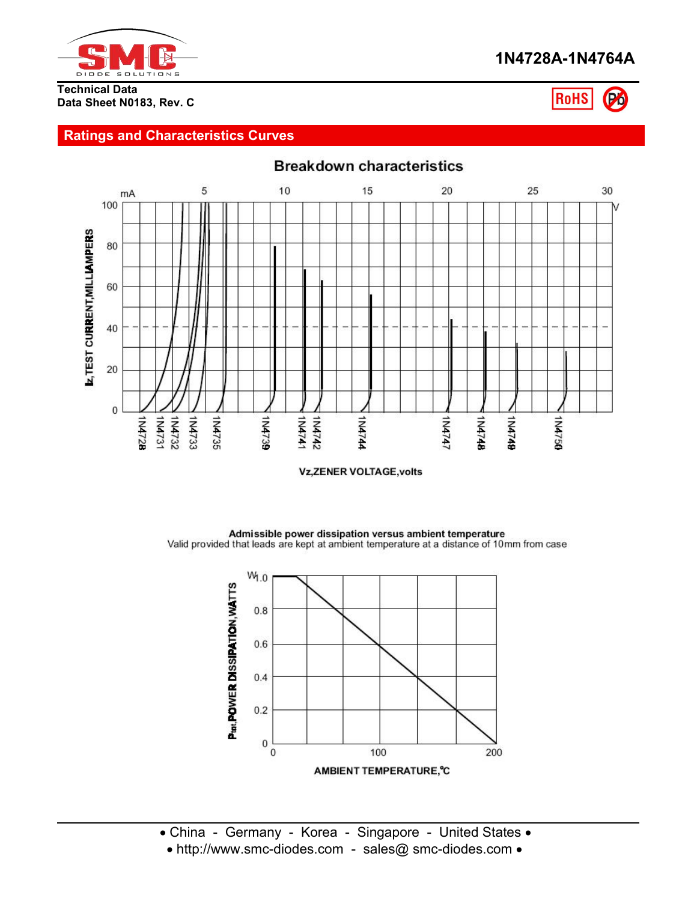Technical Data
Data Sheet N0183, Rev. C

## Ratings and Characteristics Curves

### Breakdown characteristics

$I_Z$, TEST CURRENT, MILLIAMPERS (mA): 0, 20, 40, 60, 80, 100

$V_Z$, ZENER VOLTAGE, volts: 5, 10, 15, 20, 25, 30 V

Curves: 1N4728, 1N4731, 1N4732, 1N4733, 1N4735, 1N4739, 1N4741, 1N4742, 1N4744, 1N4747, 1N4748, 1N4749, 1N4750

### Admissible power dissipation versus ambient temperature

Valid provided that leads are kept at ambient temperature at a distance of 10mm from case

$P_{tot}$, POWER DISSIPATION, WATTS (W): 0, 0.2, 0.4, 0.6, 0.8, 1.0

AMBIENT TEMPERATURE, °C: 0, 100, 200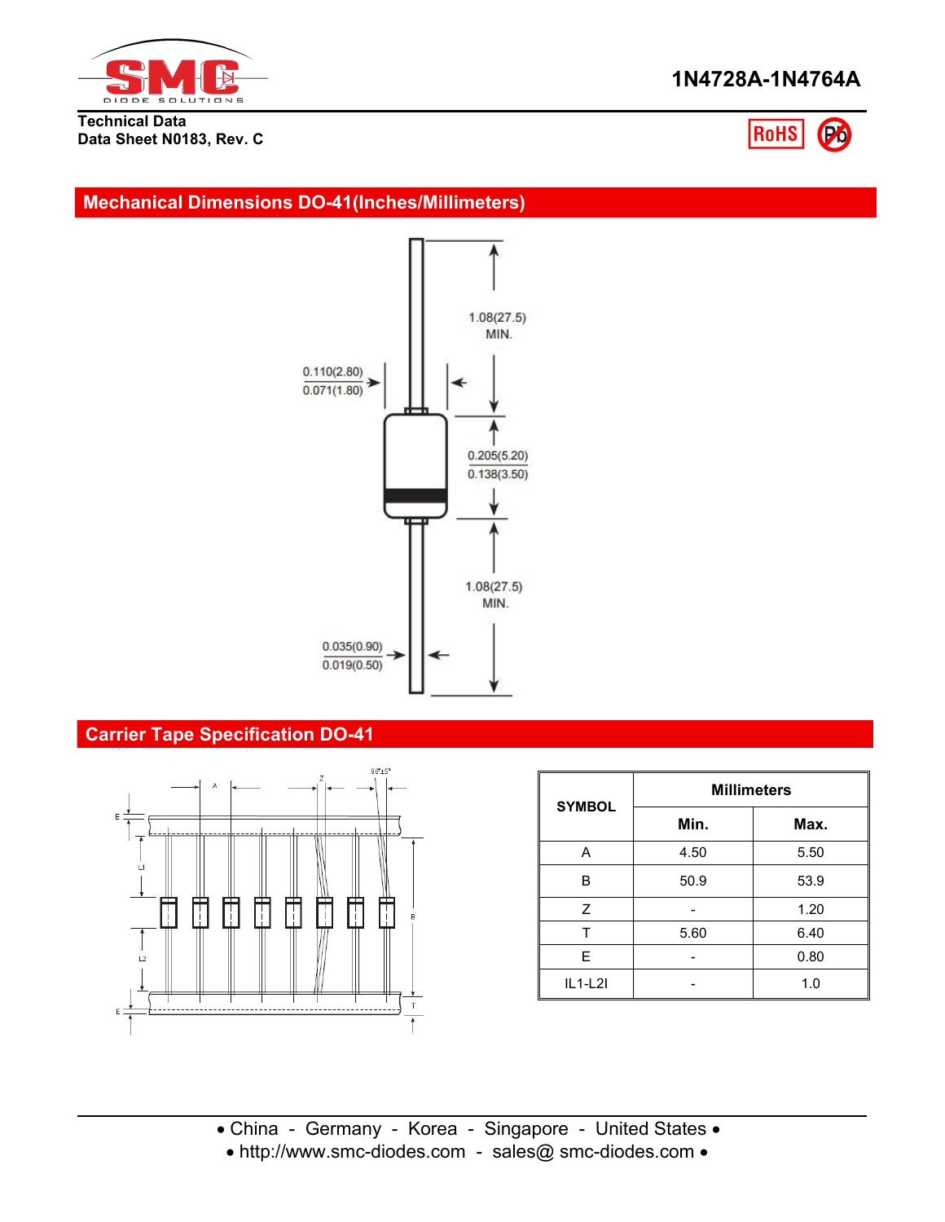**1N4728A-1N4764A**

Technical Data
Data Sheet N0183, Rev. C

## Mechanical Dimensions DO-41(Inches/Millimeters)

1.08(27.5) MIN.

0.110(2.80)
0.071(1.80)

0.205(5.20)
0.138(3.50)

1.08(27.5) MIN.

0.035(0.90)
0.019(0.50)

## Carrier Tape Specification DO-41

| SYMBOL | Millimeters | |
|---|---|---|
| | Min. | Max. |
| A | 4.50 | 5.50 |
| B | 50.9 | 53.9 |
| Z | - | 1.20 |
| T | 5.60 | 6.40 |
| E | - | 0.80 |
| IL1-L2I | - | 1.0 |

• China - Germany - Korea - Singapore - United States •
• http://www.smc-diodes.com - sales@ smc-diodes.com •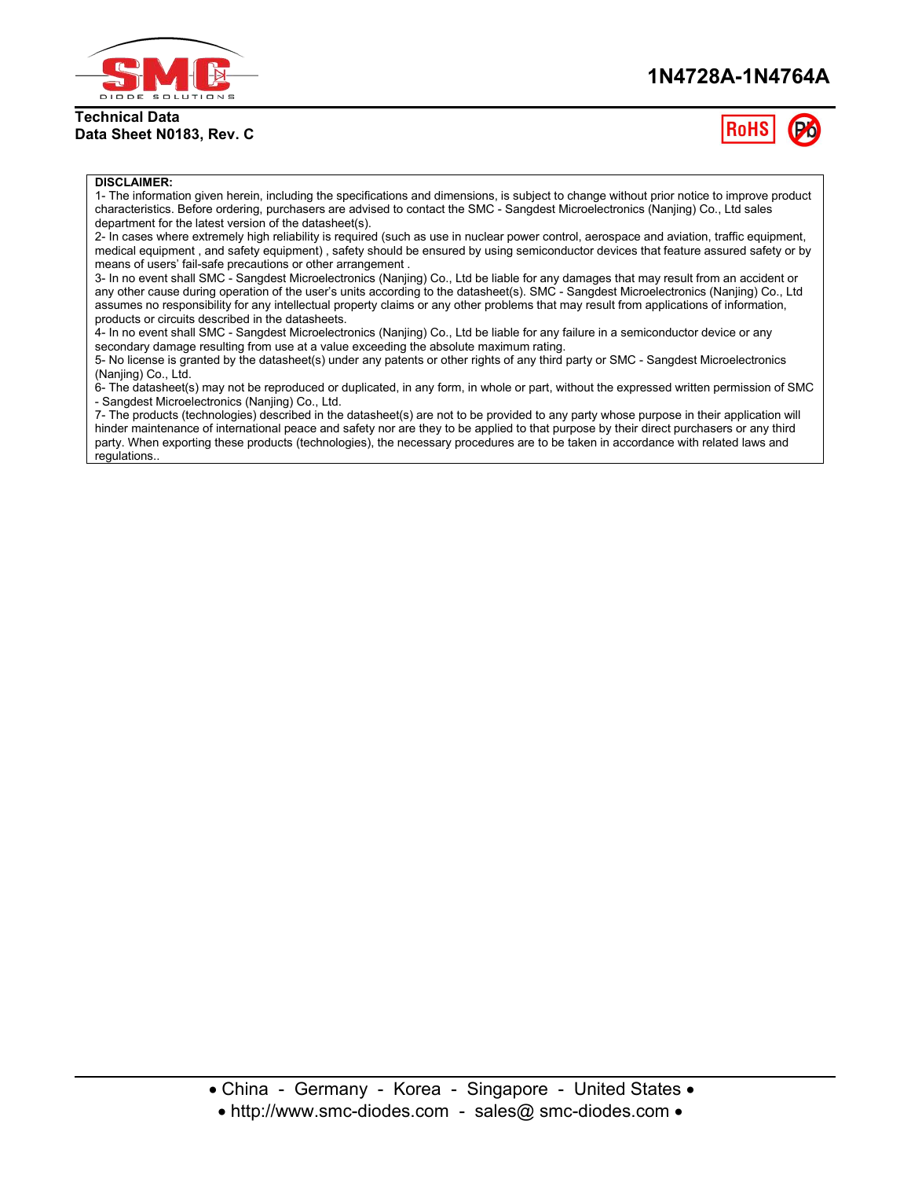**DISCLAIMER:**

1- The information given herein, including the specifications and dimensions, is subject to change without prior notice to improve product characteristics. Before ordering, purchasers are advised to contact the SMC - Sangdest Microelectronics (Nanjing) Co., Ltd sales department for the latest version of the datasheet(s).

2- In cases where extremely high reliability is required (such as use in nuclear power control, aerospace and aviation, traffic equipment, medical equipment , and safety equipment) , safety should be ensured by using semiconductor devices that feature assured safety or by means of users' fail-safe precautions or other arrangement .

3- In no event shall SMC - Sangdest Microelectronics (Nanjing) Co., Ltd be liable for any damages that may result from an accident or any other cause during operation of the user's units according to the datasheet(s). SMC - Sangdest Microelectronics (Nanjing) Co., Ltd assumes no responsibility for any intellectual property claims or any other problems that may result from applications of information, products or circuits described in the datasheets.

4- In no event shall SMC - Sangdest Microelectronics (Nanjing) Co., Ltd be liable for any failure in a semiconductor device or any secondary damage resulting from use at a value exceeding the absolute maximum rating.

5- No license is granted by the datasheet(s) under any patents or other rights of any third party or SMC - Sangdest Microelectronics (Nanjing) Co., Ltd.

6- The datasheet(s) may not be reproduced or duplicated, in any form, in whole or part, without the expressed written permission of SMC - Sangdest Microelectronics (Nanjing) Co., Ltd.

7- The products (technologies) described in the datasheet(s) are not to be provided to any party whose purpose in their application will hinder maintenance of international peace and safety nor are they to be applied to that purpose by their direct purchasers or any third party. When exporting these products (technologies), the necessary procedures are to be taken in accordance with related laws and regulations..